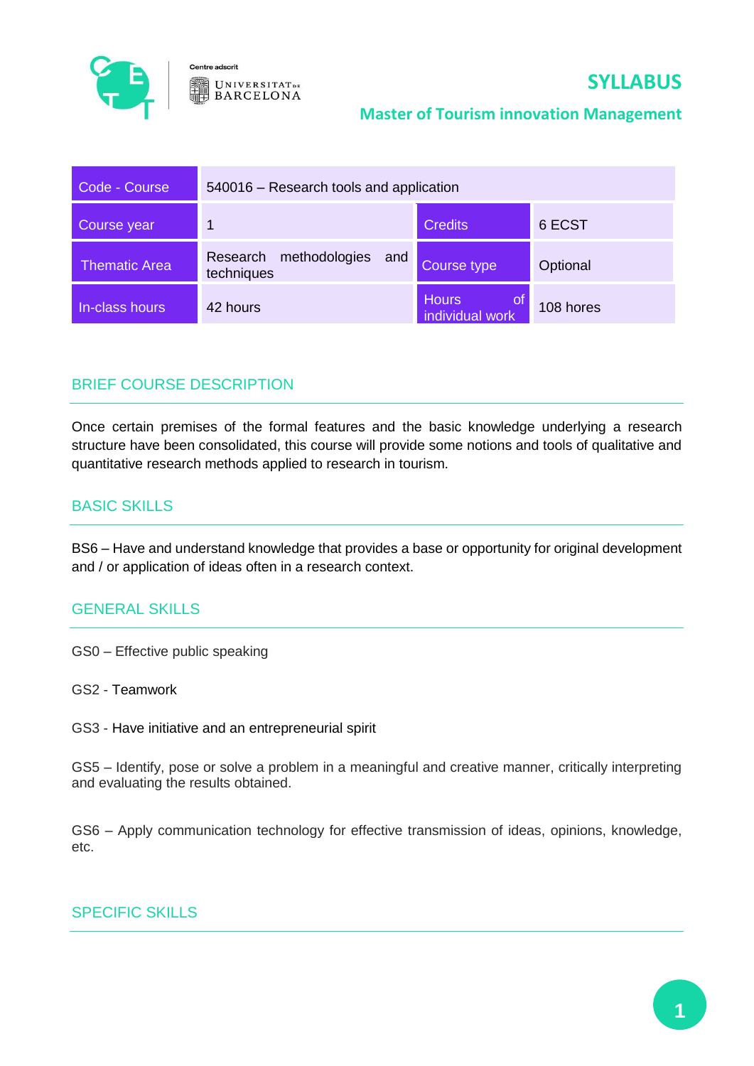Centre adscrit

UNIVERSITAT DE BARCELONA

# SYLLABUS

## Master of Tourism innovation Management

| Code - Course | 540016 – Research tools and application | | |
|---|---|---|---|
| Course year | 1 | Credits | 6 ECST |
| Thematic Area | Research methodologies and techniques | Course type | Optional |
| In-class hours | 42 hours | Hours of individual work | 108 hores |

### BRIEF COURSE DESCRIPTION

Once certain premises of the formal features and the basic knowledge underlying a research structure have been consolidated, this course will provide some notions and tools of qualitative and quantitative research methods applied to research in tourism.

### BASIC SKILLS

BS6 – Have and understand knowledge that provides a base or opportunity for original development and / or application of ideas often in a research context.

### GENERAL SKILLS

GS0 – Effective public speaking

GS2 - Teamwork

GS3 - Have initiative and an entrepreneurial spirit

GS5 – Identify, pose or solve a problem in a meaningful and creative manner, critically interpreting and evaluating the results obtained.

GS6 – Apply communication technology for effective transmission of ideas, opinions, knowledge, etc.

### SPECIFIC SKILLS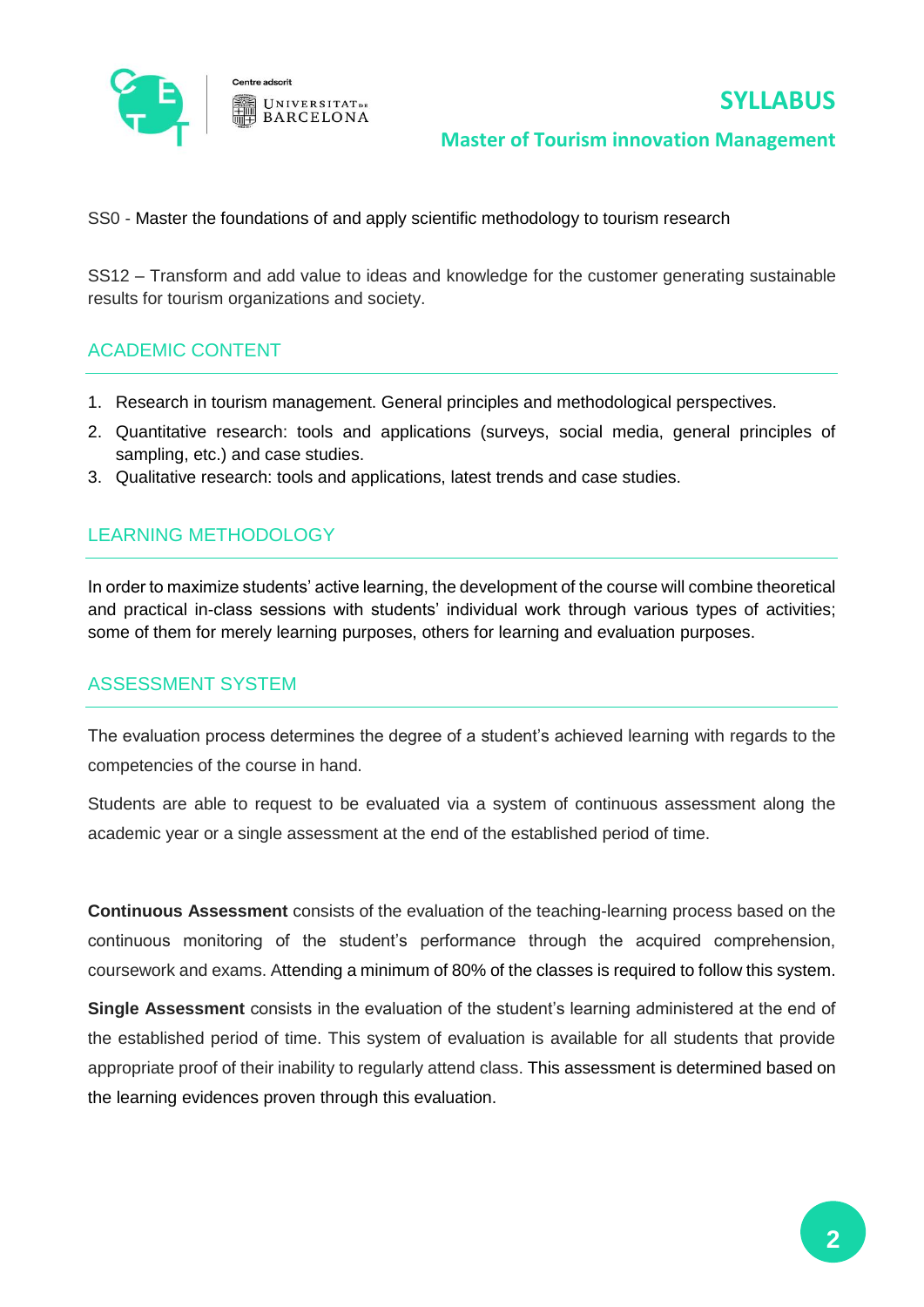SS0 - Master the foundations of and apply scientific methodology to tourism research

SS12 – Transform and add value to ideas and knowledge for the customer generating sustainable results for tourism organizations and society.

## ACADEMIC CONTENT

1. Research in tourism management. General principles and methodological perspectives.
2. Quantitative research: tools and applications (surveys, social media, general principles of sampling, etc.) and case studies.
3. Qualitative research: tools and applications, latest trends and case studies.

## LEARNING METHODOLOGY

In order to maximize students' active learning, the development of the course will combine theoretical and practical in-class sessions with students' individual work through various types of activities; some of them for merely learning purposes, others for learning and evaluation purposes.

## ASSESSMENT SYSTEM

The evaluation process determines the degree of a student's achieved learning with regards to the competencies of the course in hand.

Students are able to request to be evaluated via a system of continuous assessment along the academic year or a single assessment at the end of the established period of time.

**Continuous Assessment** consists of the evaluation of the teaching-learning process based on the continuous monitoring of the student's performance through the acquired comprehension, coursework and exams. Attending a minimum of 80% of the classes is required to follow this system.

**Single Assessment** consists in the evaluation of the student's learning administered at the end of the established period of time. This system of evaluation is available for all students that provide appropriate proof of their inability to regularly attend class. This assessment is determined based on the learning evidences proven through this evaluation.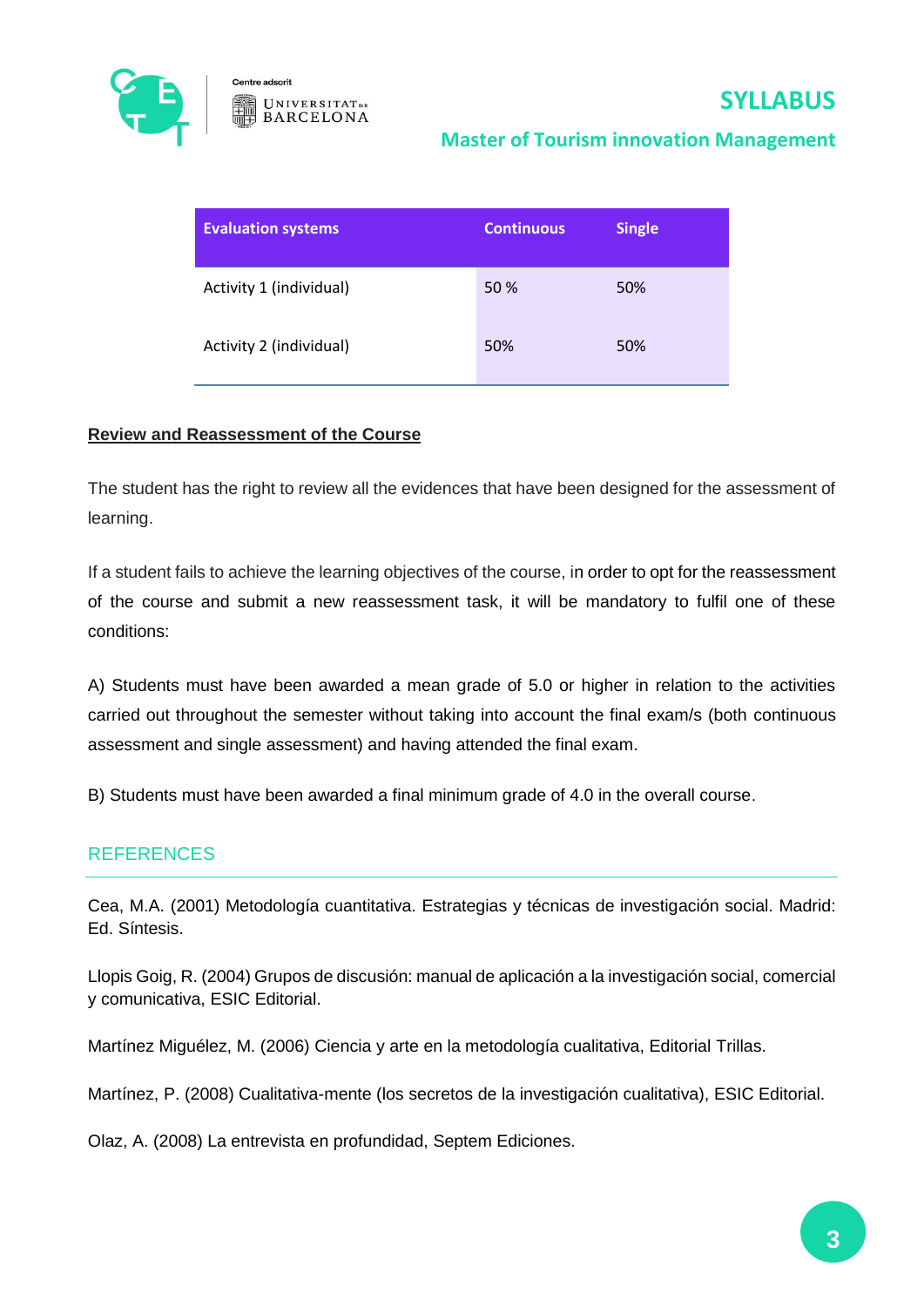| Evaluation systems | Continuous | Single |
|---|---|---|
| Activity 1 (individual) | 50 % | 50% |
| Activity 2 (individual) | 50% | 50% |

**Review and Reassessment of the Course**

The student has the right to review all the evidences that have been designed for the assessment of learning.

If a student fails to achieve the learning objectives of the course, in order to opt for the reassessment of the course and submit a new reassessment task, it will be mandatory to fulfil one of these conditions:

A) Students must have been awarded a mean grade of 5.0 or higher in relation to the activities carried out throughout the semester without taking into account the final exam/s (both continuous assessment and single assessment) and having attended the final exam.

B) Students must have been awarded a final minimum grade of 4.0 in the overall course.

## REFERENCES

Cea, M.A. (2001) Metodología cuantitativa. Estrategias y técnicas de investigación social. Madrid: Ed. Síntesis.

Llopis Goig, R. (2004) Grupos de discusión: manual de aplicación a la investigación social, comercial y comunicativa, ESIC Editorial.

Martínez Miguélez, M. (2006) Ciencia y arte en la metodología cualitativa, Editorial Trillas.

Martínez, P. (2008) Cualitativa-mente (los secretos de la investigación cualitativa), ESIC Editorial.

Olaz, A. (2008) La entrevista en profundidad, Septem Ediciones.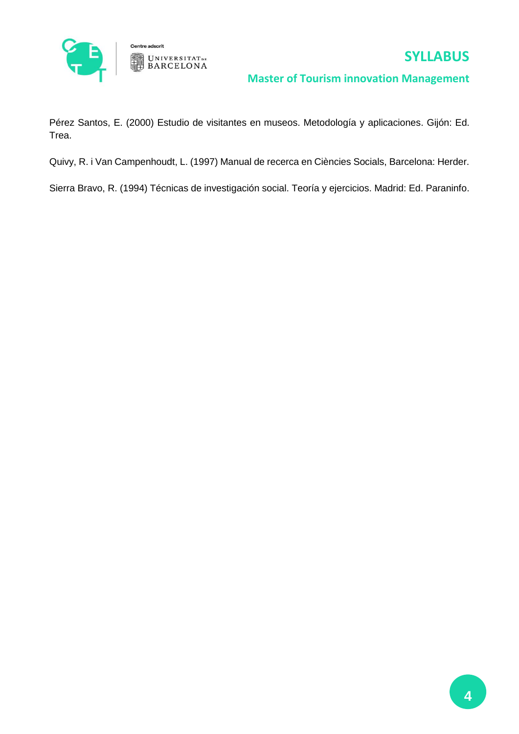Pérez Santos, E. (2000) Estudio de visitantes en museos. Metodología y aplicaciones. Gijón: Ed. Trea.

Quivy, R. i Van Campenhoudt, L. (1997) Manual de recerca en Ciències Socials, Barcelona: Herder.

Sierra Bravo, R. (1994) Técnicas de investigación social. Teoría y ejercicios. Madrid: Ed. Paraninfo.